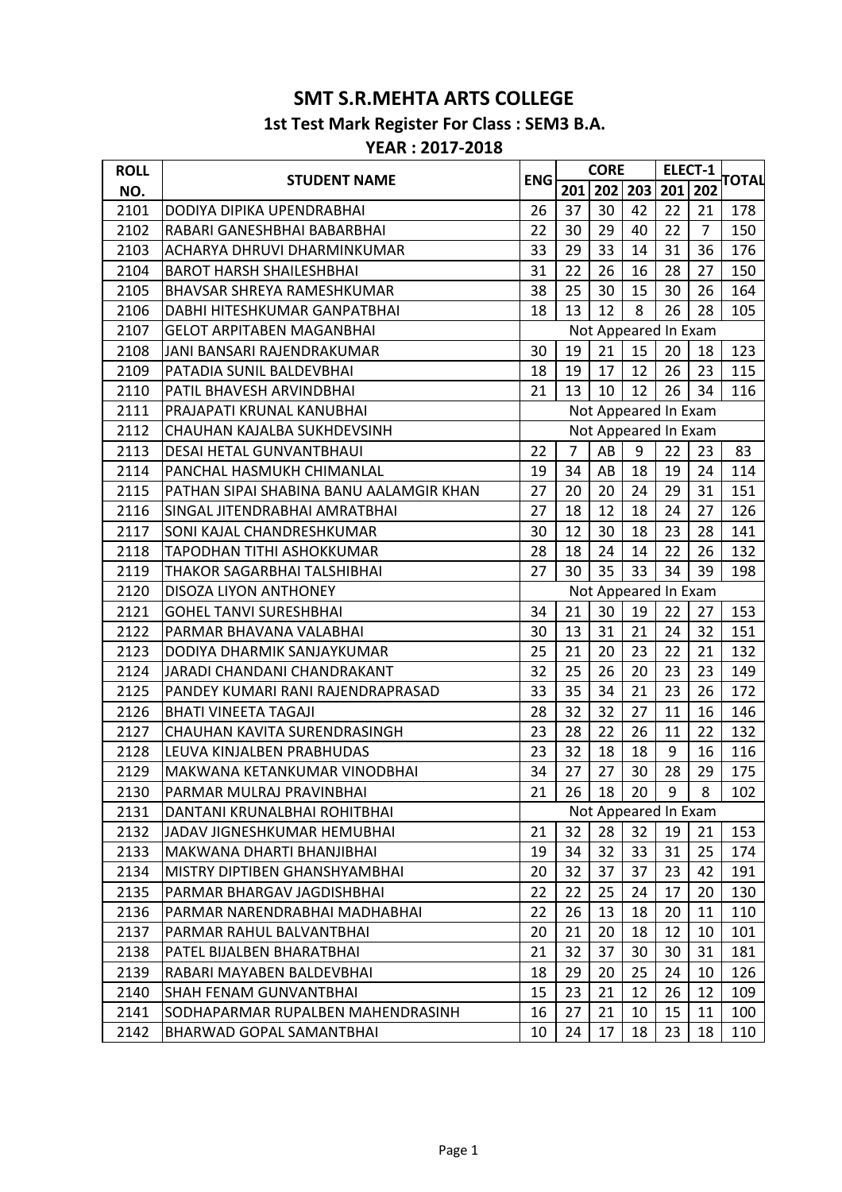# SMT S.R.MEHTA ARTS COLLEGE

## 1st Test Mark Register For Class : SEM3 B.A.

### YEAR : 2017-2018

| ROLL NO. | STUDENT NAME | ENG | CORE | | | ELECT-1 | | TOTAL |
|---|---|---|---|---|---|---|---|---|
| | | | 201 | 202 | 203 | 201 | 202 | |
| 2101 | DODIYA DIPIKA UPENDRABHAI | 26 | 37 | 30 | 42 | 22 | 21 | 178 |
| 2102 | RABARI GANESHBHAI BABARBHAI | 22 | 30 | 29 | 40 | 22 | 7 | 150 |
| 2103 | ACHARYA DHRUVI DHARMINKUMAR | 33 | 29 | 33 | 14 | 31 | 36 | 176 |
| 2104 | BAROT HARSH SHAILESHBHAI | 31 | 22 | 26 | 16 | 28 | 27 | 150 |
| 2105 | BHAVSAR SHREYA RAMESHKUMAR | 38 | 25 | 30 | 15 | 30 | 26 | 164 |
| 2106 | DABHI HITESHKUMAR GANPATBHAI | 18 | 13 | 12 | 8 | 26 | 28 | 105 |
| 2107 | GELOT ARPITABEN MAGANBHAI | Not Appeared In Exam | | | | | | |
| 2108 | JANI BANSARI RAJENDRAKUMAR | 30 | 19 | 21 | 15 | 20 | 18 | 123 |
| 2109 | PATADIA SUNIL BALDEVBHAI | 18 | 19 | 17 | 12 | 26 | 23 | 115 |
| 2110 | PATIL BHAVESH ARVINDBHAI | 21 | 13 | 10 | 12 | 26 | 34 | 116 |
| 2111 | PRAJAPATI KRUNAL KANUBHAI | Not Appeared In Exam | | | | | | |
| 2112 | CHAUHAN KAJALBA SUKHDEVSINH | Not Appeared In Exam | | | | | | |
| 2113 | DESAI HETAL GUNVANTBHAUI | 22 | 7 | AB | 9 | 22 | 23 | 83 |
| 2114 | PANCHAL HASMUKH CHIMANLAL | 19 | 34 | AB | 18 | 19 | 24 | 114 |
| 2115 | PATHAN SIPAI SHABINA BANU AALAMGIR KHAN | 27 | 20 | 20 | 24 | 29 | 31 | 151 |
| 2116 | SINGAL JITENDRABHAI AMRATBHAI | 27 | 18 | 12 | 18 | 24 | 27 | 126 |
| 2117 | SONI KAJAL CHANDRESHKUMAR | 30 | 12 | 30 | 18 | 23 | 28 | 141 |
| 2118 | TAPODHAN TITHI ASHOKKUMAR | 28 | 18 | 24 | 14 | 22 | 26 | 132 |
| 2119 | THAKOR SAGARBHAI TALSHIBHAI | 27 | 30 | 35 | 33 | 34 | 39 | 198 |
| 2120 | DISOZA LIYON ANTHONEY | Not Appeared In Exam | | | | | | |
| 2121 | GOHEL TANVI SURESHBHAI | 34 | 21 | 30 | 19 | 22 | 27 | 153 |
| 2122 | PARMAR BHAVANA VALABHAI | 30 | 13 | 31 | 21 | 24 | 32 | 151 |
| 2123 | DODIYA DHARMIK SANJAYKUMAR | 25 | 21 | 20 | 23 | 22 | 21 | 132 |
| 2124 | JARADI CHANDANI CHANDRAKANT | 32 | 25 | 26 | 20 | 23 | 23 | 149 |
| 2125 | PANDEY KUMARI RANI RAJENDRAPRASAD | 33 | 35 | 34 | 21 | 23 | 26 | 172 |
| 2126 | BHATI VINEETA TAGAJI | 28 | 32 | 32 | 27 | 11 | 16 | 146 |
| 2127 | CHAUHAN KAVITA SURENDRASINGH | 23 | 28 | 22 | 26 | 11 | 22 | 132 |
| 2128 | LEUVA KINJALBEN PRABHUDAS | 23 | 32 | 18 | 18 | 9 | 16 | 116 |
| 2129 | MAKWANA KETANKUMAR VINODBHAI | 34 | 27 | 27 | 30 | 28 | 29 | 175 |
| 2130 | PARMAR MULRAJ PRAVINBHAI | 21 | 26 | 18 | 20 | 9 | 8 | 102 |
| 2131 | DANTANI KRUNALBHAI ROHITBHAI | Not Appeared In Exam | | | | | | |
| 2132 | JADAV JIGNESHKUMAR HEMUBHAI | 21 | 32 | 28 | 32 | 19 | 21 | 153 |
| 2133 | MAKWANA DHARTI BHANJIBHAI | 19 | 34 | 32 | 33 | 31 | 25 | 174 |
| 2134 | MISTRY DIPTIBEN GHANSHYAMBHAI | 20 | 32 | 37 | 37 | 23 | 42 | 191 |
| 2135 | PARMAR BHARGAV JAGDISHBHAI | 22 | 22 | 25 | 24 | 17 | 20 | 130 |
| 2136 | PARMAR NARENDRABHAI MADHABHAI | 22 | 26 | 13 | 18 | 20 | 11 | 110 |
| 2137 | PARMAR RAHUL BALVANTBHAI | 20 | 21 | 20 | 18 | 12 | 10 | 101 |
| 2138 | PATEL BIJALBEN BHARATBHAI | 21 | 32 | 37 | 30 | 30 | 31 | 181 |
| 2139 | RABARI MAYABEN BALDEVBHAI | 18 | 29 | 20 | 25 | 24 | 10 | 126 |
| 2140 | SHAH FENAM GUNVANTBHAI | 15 | 23 | 21 | 12 | 26 | 12 | 109 |
| 2141 | SODHAPARMAR RUPALBEN MAHENDRASINH | 16 | 27 | 21 | 10 | 15 | 11 | 100 |
| 2142 | BHARWAD GOPAL SAMANTBHAI | 10 | 24 | 17 | 18 | 23 | 18 | 110 |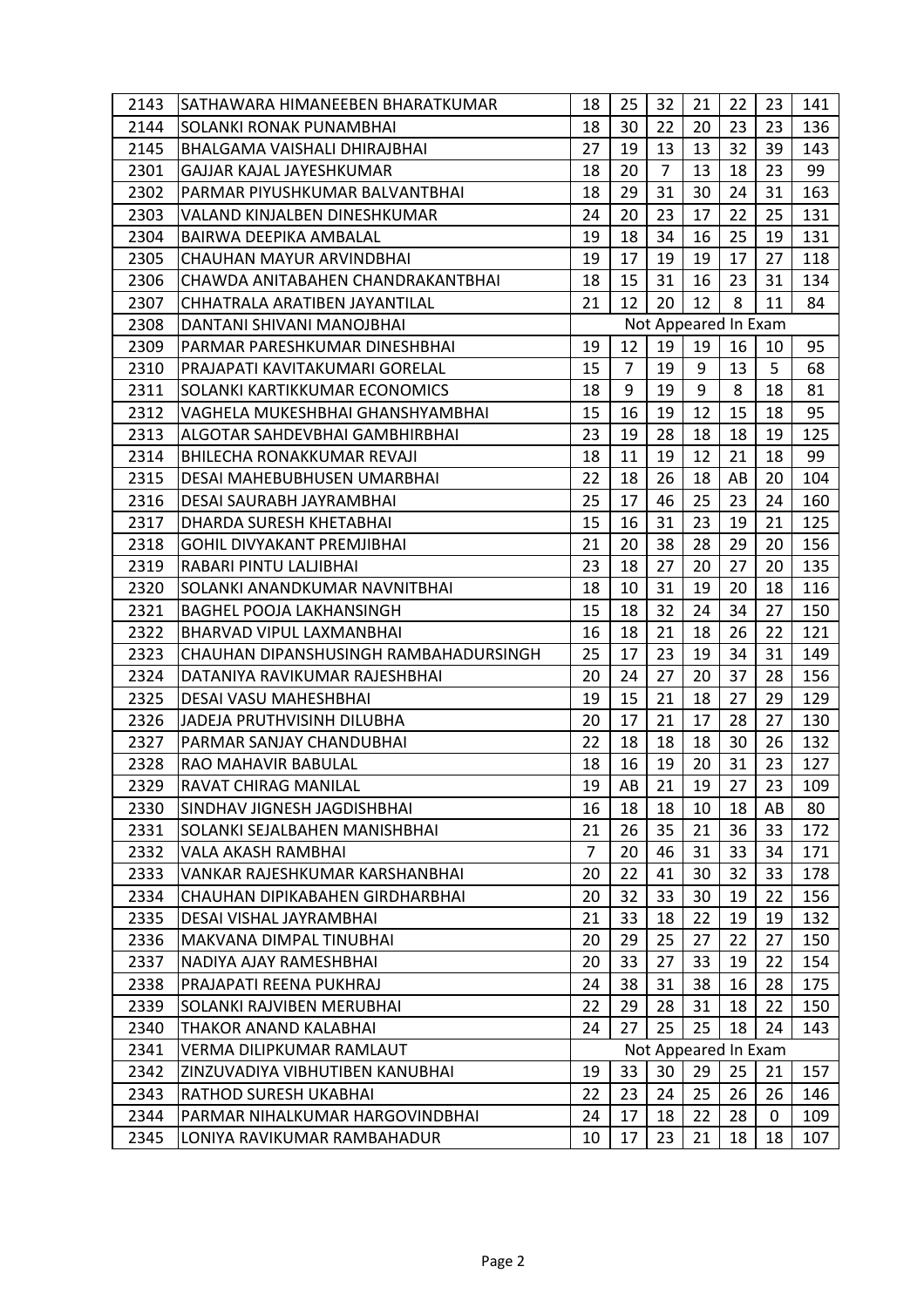| | | | | | | | | |
|---|---|---|---|---|---|---|---|---|
| 2143 | SATHAWARA HIMANEEBEN BHARATKUMAR | 18 | 25 | 32 | 21 | 22 | 23 | 141 |
| 2144 | SOLANKI RONAK PUNAMBHAI | 18 | 30 | 22 | 20 | 23 | 23 | 136 |
| 2145 | BHALGAMA VAISHALI DHIRAJBHAI | 27 | 19 | 13 | 13 | 32 | 39 | 143 |
| 2301 | GAJJAR KAJAL JAYESHKUMAR | 18 | 20 | 7 | 13 | 18 | 23 | 99 |
| 2302 | PARMAR PIYUSHKUMAR BALVANTBHAI | 18 | 29 | 31 | 30 | 24 | 31 | 163 |
| 2303 | VALAND KINJALBEN DINESHKUMAR | 24 | 20 | 23 | 17 | 22 | 25 | 131 |
| 2304 | BAIRWA DEEPIKA AMBALAL | 19 | 18 | 34 | 16 | 25 | 19 | 131 |
| 2305 | CHAUHAN MAYUR ARVINDBHAI | 19 | 17 | 19 | 19 | 17 | 27 | 118 |
| 2306 | CHAWDA ANITABAHEN CHANDRAKANTBHAI | 18 | 15 | 31 | 16 | 23 | 31 | 134 |
| 2307 | CHHATRALA ARATIBEN JAYANTILAL | 21 | 12 | 20 | 12 | 8 | 11 | 84 |
| 2308 | DANTANI SHIVANI MANOJBHAI | Not Appeared In Exam | | | | | | |
| 2309 | PARMAR PARESHKUMAR DINESHBHAI | 19 | 12 | 19 | 19 | 16 | 10 | 95 |
| 2310 | PRAJAPATI KAVITAKUMARI GORELAL | 15 | 7 | 19 | 9 | 13 | 5 | 68 |
| 2311 | SOLANKI KARTIKKUMAR ECONOMICS | 18 | 9 | 19 | 9 | 8 | 18 | 81 |
| 2312 | VAGHELA MUKESHBHAI GHANSHYAMBHAI | 15 | 16 | 19 | 12 | 15 | 18 | 95 |
| 2313 | ALGOTAR SAHDEVBHAI GAMBHIRBHAI | 23 | 19 | 28 | 18 | 18 | 19 | 125 |
| 2314 | BHILECHA RONAKKUMAR REVAJI | 18 | 11 | 19 | 12 | 21 | 18 | 99 |
| 2315 | DESAI MAHEBUBHUSEN UMARBHAI | 22 | 18 | 26 | 18 | AB | 20 | 104 |
| 2316 | DESAI SAURABH JAYRAMBHAI | 25 | 17 | 46 | 25 | 23 | 24 | 160 |
| 2317 | DHARDA SURESH KHETABHAI | 15 | 16 | 31 | 23 | 19 | 21 | 125 |
| 2318 | GOHIL DIVYAKANT PREMJIBHAI | 21 | 20 | 38 | 28 | 29 | 20 | 156 |
| 2319 | RABARI PINTU LALJIBHAI | 23 | 18 | 27 | 20 | 27 | 20 | 135 |
| 2320 | SOLANKI ANANDKUMAR NAVNITBHAI | 18 | 10 | 31 | 19 | 20 | 18 | 116 |
| 2321 | BAGHEL POOJA LAKHANSINGH | 15 | 18 | 32 | 24 | 34 | 27 | 150 |
| 2322 | BHARVAD VIPUL LAXMANBHAI | 16 | 18 | 21 | 18 | 26 | 22 | 121 |
| 2323 | CHAUHAN DIPANSHUSINGH RAMBAHADURSINGH | 25 | 17 | 23 | 19 | 34 | 31 | 149 |
| 2324 | DATANIYA RAVIKUMAR RAJESHBHAI | 20 | 24 | 27 | 20 | 37 | 28 | 156 |
| 2325 | DESAI VASU MAHESHBHAI | 19 | 15 | 21 | 18 | 27 | 29 | 129 |
| 2326 | JADEJA PRUTHVISINH DILUBHA | 20 | 17 | 21 | 17 | 28 | 27 | 130 |
| 2327 | PARMAR SANJAY CHANDUBHAI | 22 | 18 | 18 | 18 | 30 | 26 | 132 |
| 2328 | RAO MAHAVIR BABULAL | 18 | 16 | 19 | 20 | 31 | 23 | 127 |
| 2329 | RAVAT CHIRAG MANILAL | 19 | AB | 21 | 19 | 27 | 23 | 109 |
| 2330 | SINDHAV JIGNESH JAGDISHBHAI | 16 | 18 | 18 | 10 | 18 | AB | 80 |
| 2331 | SOLANKI SEJALBAHEN MANISHBHAI | 21 | 26 | 35 | 21 | 36 | 33 | 172 |
| 2332 | VALA AKASH RAMBHAI | 7 | 20 | 46 | 31 | 33 | 34 | 171 |
| 2333 | VANKAR RAJESHKUMAR KARSHANBHAI | 20 | 22 | 41 | 30 | 32 | 33 | 178 |
| 2334 | CHAUHAN DIPIKABAHEN GIRDHARBHAI | 20 | 32 | 33 | 30 | 19 | 22 | 156 |
| 2335 | DESAI VISHAL JAYRAMBHAI | 21 | 33 | 18 | 22 | 19 | 19 | 132 |
| 2336 | MAKVANA DIMPAL TINUBHAI | 20 | 29 | 25 | 27 | 22 | 27 | 150 |
| 2337 | NADIYA AJAY RAMESHBHAI | 20 | 33 | 27 | 33 | 19 | 22 | 154 |
| 2338 | PRAJAPATI REENA PUKHRAJ | 24 | 38 | 31 | 38 | 16 | 28 | 175 |
| 2339 | SOLANKI RAJVIBEN MERUBHAI | 22 | 29 | 28 | 31 | 18 | 22 | 150 |
| 2340 | THAKOR ANAND KALABHAI | 24 | 27 | 25 | 25 | 18 | 24 | 143 |
| 2341 | VERMA DILIPKUMAR RAMLAUT | Not Appeared In Exam | | | | | | |
| 2342 | ZINZUVADIYA VIBHUTIBEN KANUBHAI | 19 | 33 | 30 | 29 | 25 | 21 | 157 |
| 2343 | RATHOD SURESH UKABHAI | 22 | 23 | 24 | 25 | 26 | 26 | 146 |
| 2344 | PARMAR NIHALKUMAR HARGOVINDBHAI | 24 | 17 | 18 | 22 | 28 | 0 | 109 |
| 2345 | LONIYA RAVIKUMAR RAMBAHADUR | 10 | 17 | 23 | 21 | 18 | 18 | 107 |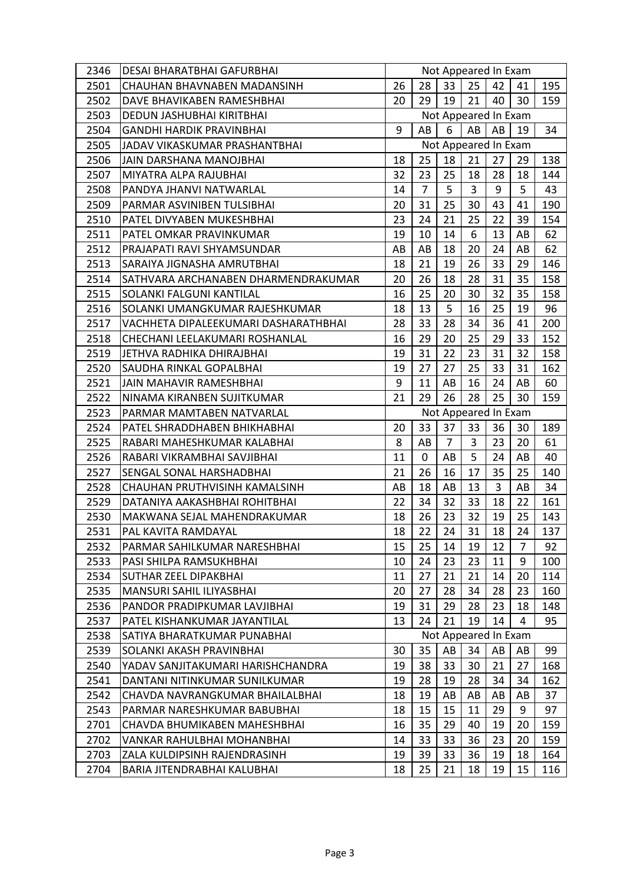| 2346 | DESAI BHARATBHAI GAFURBHAI | Not Appeared In Exam | | | | | | |
|---|---|---|---|---|---|---|---|---|
| 2501 | CHAUHAN BHAVNABEN MADANSINH | 26 | 28 | 33 | 25 | 42 | 41 | 195 |
| 2502 | DAVE BHAVIKABEN RAMESHBHAI | 20 | 29 | 19 | 21 | 40 | 30 | 159 |
| 2503 | DEDUN JASHUBHAI KIRITBHAI | Not Appeared In Exam | | | | | | |
| 2504 | GANDHI HARDIK PRAVINBHAI | 9 | AB | 6 | AB | AB | 19 | 34 |
| 2505 | JADAV VIKASKUMAR PRASHANTBHAI | Not Appeared In Exam | | | | | | |
| 2506 | JAIN DARSHANA MANOJBHAI | 18 | 25 | 18 | 21 | 27 | 29 | 138 |
| 2507 | MIYATRA ALPA RAJUBHAI | 32 | 23 | 25 | 18 | 28 | 18 | 144 |
| 2508 | PANDYA JHANVI NATWARLAL | 14 | 7 | 5 | 3 | 9 | 5 | 43 |
| 2509 | PARMAR ASVINIBEN TULSIBHAI | 20 | 31 | 25 | 30 | 43 | 41 | 190 |
| 2510 | PATEL DIVYABEN MUKESHBHAI | 23 | 24 | 21 | 25 | 22 | 39 | 154 |
| 2511 | PATEL OMKAR PRAVINKUMAR | 19 | 10 | 14 | 6 | 13 | AB | 62 |
| 2512 | PRAJAPATI RAVI SHYAMSUNDAR | AB | AB | 18 | 20 | 24 | AB | 62 |
| 2513 | SARAIYA JIGNASHA AMRUTBHAI | 18 | 21 | 19 | 26 | 33 | 29 | 146 |
| 2514 | SATHVARA ARCHANABEN DHARMENDRAKUMAR | 20 | 26 | 18 | 28 | 31 | 35 | 158 |
| 2515 | SOLANKI FALGUNI KANTILAL | 16 | 25 | 20 | 30 | 32 | 35 | 158 |
| 2516 | SOLANKI UMANGKUMAR RAJESHKUMAR | 18 | 13 | 5 | 16 | 25 | 19 | 96 |
| 2517 | VACHHETA DIPALEEKUMARI DASHARATHBHAI | 28 | 33 | 28 | 34 | 36 | 41 | 200 |
| 2518 | CHECHANI LEELAKUMARI ROSHANLAL | 16 | 29 | 20 | 25 | 29 | 33 | 152 |
| 2519 | JETHVA RADHIKA DHIRAJBHAI | 19 | 31 | 22 | 23 | 31 | 32 | 158 |
| 2520 | SAUDHA RINKAL GOPALBHAI | 19 | 27 | 27 | 25 | 33 | 31 | 162 |
| 2521 | JAIN MAHAVIR RAMESHBHAI | 9 | 11 | AB | 16 | 24 | AB | 60 |
| 2522 | NINAMA KIRANBEN SUJITKUMAR | 21 | 29 | 26 | 28 | 25 | 30 | 159 |
| 2523 | PARMAR MAMTABEN NATVARLAL | Not Appeared In Exam | | | | | | |
| 2524 | PATEL SHRADDHABEN BHIKHABHAI | 20 | 33 | 37 | 33 | 36 | 30 | 189 |
| 2525 | RABARI MAHESHKUMAR KALABHAI | 8 | AB | 7 | 3 | 23 | 20 | 61 |
| 2526 | RABARI VIKRAMBHAI SAVJIBHAI | 11 | 0 | AB | 5 | 24 | AB | 40 |
| 2527 | SENGAL SONAL HARSHADBHAI | 21 | 26 | 16 | 17 | 35 | 25 | 140 |
| 2528 | CHAUHAN PRUTHVISINH KAMALSINH | AB | 18 | AB | 13 | 3 | AB | 34 |
| 2529 | DATANIYA AAKASHBHAI ROHITBHAI | 22 | 34 | 32 | 33 | 18 | 22 | 161 |
| 2530 | MAKWANA SEJAL MAHENDRAKUMAR | 18 | 26 | 23 | 32 | 19 | 25 | 143 |
| 2531 | PAL KAVITA RAMDAYAL | 18 | 22 | 24 | 31 | 18 | 24 | 137 |
| 2532 | PARMAR SAHILKUMAR NARESHBHAI | 15 | 25 | 14 | 19 | 12 | 7 | 92 |
| 2533 | PASI SHILPA RAMSUKHBHAI | 10 | 24 | 23 | 23 | 11 | 9 | 100 |
| 2534 | SUTHAR ZEEL DIPAKBHAI | 11 | 27 | 21 | 21 | 14 | 20 | 114 |
| 2535 | MANSURI SAHIL ILIYASBHAI | 20 | 27 | 28 | 34 | 28 | 23 | 160 |
| 2536 | PANDOR PRADIPKUMAR LAVJIBHAI | 19 | 31 | 29 | 28 | 23 | 18 | 148 |
| 2537 | PATEL KISHANKUMAR JAYANTILAL | 13 | 24 | 21 | 19 | 14 | 4 | 95 |
| 2538 | SATIYA BHARATKUMAR PUNABHAI | Not Appeared In Exam | | | | | | |
| 2539 | SOLANKI AKASH PRAVINBHAI | 30 | 35 | AB | 34 | AB | AB | 99 |
| 2540 | YADAV SANJITAKUMARI HARISHCHANDRA | 19 | 38 | 33 | 30 | 21 | 27 | 168 |
| 2541 | DANTANI NITINKUMAR SUNILKUMAR | 19 | 28 | 19 | 28 | 34 | 34 | 162 |
| 2542 | CHAVDA NAVRANGKUMAR BHAILALBHAI | 18 | 19 | AB | AB | AB | AB | 37 |
| 2543 | PARMAR NARESHKUMAR BABUBHAI | 18 | 15 | 15 | 11 | 29 | 9 | 97 |
| 2701 | CHAVDA BHUMIKABEN MAHESHBHAI | 16 | 35 | 29 | 40 | 19 | 20 | 159 |
| 2702 | VANKAR RAHULBHAI MOHANBHAI | 14 | 33 | 33 | 36 | 23 | 20 | 159 |
| 2703 | ZALA KULDIPSINH RAJENDRASINH | 19 | 39 | 33 | 36 | 19 | 18 | 164 |
| 2704 | BARIA JITENDRABHAI KALUBHAI | 18 | 25 | 21 | 18 | 19 | 15 | 116 |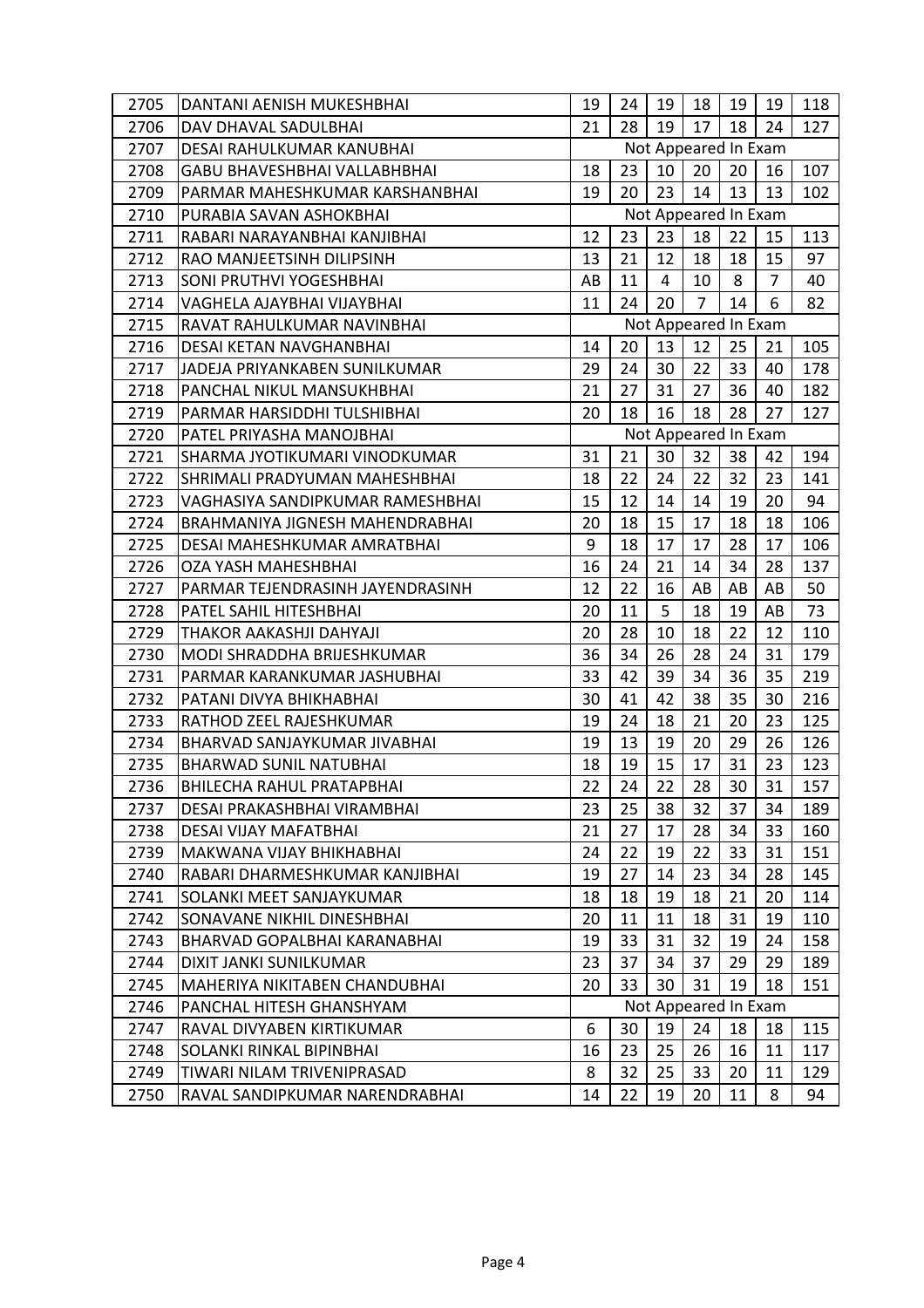| | | | | | | | | |
|---|---|---|---|---|---|---|---|---|
| 2705 | DANTANI AENISH MUKESHBHAI | 19 | 24 | 19 | 18 | 19 | 19 | 118 |
| 2706 | DAV DHAVAL SADULBHAI | 21 | 28 | 19 | 17 | 18 | 24 | 127 |
| 2707 | DESAI RAHULKUMAR KANUBHAI | Not Appeared In Exam | | | | | | |
| 2708 | GABU BHAVESHBHAI VALLABHBHAI | 18 | 23 | 10 | 20 | 20 | 16 | 107 |
| 2709 | PARMAR MAHESHKUMAR KARSHANBHAI | 19 | 20 | 23 | 14 | 13 | 13 | 102 |
| 2710 | PURABIA SAVAN ASHOKBHAI | Not Appeared In Exam | | | | | | |
| 2711 | RABARI NARAYANBHAI KANJIBHAI | 12 | 23 | 23 | 18 | 22 | 15 | 113 |
| 2712 | RAO MANJEETSINH DILIPSINH | 13 | 21 | 12 | 18 | 18 | 15 | 97 |
| 2713 | SONI PRUTHVI YOGESHBHAI | AB | 11 | 4 | 10 | 8 | 7 | 40 |
| 2714 | VAGHELA AJAYBHAI VIJAYBHAI | 11 | 24 | 20 | 7 | 14 | 6 | 82 |
| 2715 | RAVAT RAHULKUMAR NAVINBHAI | Not Appeared In Exam | | | | | | |
| 2716 | DESAI KETAN NAVGHANBHAI | 14 | 20 | 13 | 12 | 25 | 21 | 105 |
| 2717 | JADEJA PRIYANKABEN SUNILKUMAR | 29 | 24 | 30 | 22 | 33 | 40 | 178 |
| 2718 | PANCHAL NIKUL MANSUKHBHAI | 21 | 27 | 31 | 27 | 36 | 40 | 182 |
| 2719 | PARMAR HARSIDDHI TULSHIBHAI | 20 | 18 | 16 | 18 | 28 | 27 | 127 |
| 2720 | PATEL PRIYASHA MANOJBHAI | Not Appeared In Exam | | | | | | |
| 2721 | SHARMA JYOTIKUMARI VINODKUMAR | 31 | 21 | 30 | 32 | 38 | 42 | 194 |
| 2722 | SHRIMALI PRADYUMAN MAHESHBHAI | 18 | 22 | 24 | 22 | 32 | 23 | 141 |
| 2723 | VAGHASIYA SANDIPKUMAR RAMESHBHAI | 15 | 12 | 14 | 14 | 19 | 20 | 94 |
| 2724 | BRAHMANIYA JIGNESH MAHENDRABHAI | 20 | 18 | 15 | 17 | 18 | 18 | 106 |
| 2725 | DESAI MAHESHKUMAR AMRATBHAI | 9 | 18 | 17 | 17 | 28 | 17 | 106 |
| 2726 | OZA YASH MAHESHBHAI | 16 | 24 | 21 | 14 | 34 | 28 | 137 |
| 2727 | PARMAR TEJENDRASINH JAYENDRASINH | 12 | 22 | 16 | AB | AB | AB | 50 |
| 2728 | PATEL SAHIL HITESHBHAI | 20 | 11 | 5 | 18 | 19 | AB | 73 |
| 2729 | THAKOR AAKASHJI DAHYAJI | 20 | 28 | 10 | 18 | 22 | 12 | 110 |
| 2730 | MODI SHRADDHA BRIJESHKUMAR | 36 | 34 | 26 | 28 | 24 | 31 | 179 |
| 2731 | PARMAR KARANKUMAR JASHUBHAI | 33 | 42 | 39 | 34 | 36 | 35 | 219 |
| 2732 | PATANI DIVYA BHIKHABHAI | 30 | 41 | 42 | 38 | 35 | 30 | 216 |
| 2733 | RATHOD ZEEL RAJESHKUMAR | 19 | 24 | 18 | 21 | 20 | 23 | 125 |
| 2734 | BHARVAD SANJAYKUMAR JIVABHAI | 19 | 13 | 19 | 20 | 29 | 26 | 126 |
| 2735 | BHARWAD SUNIL NATUBHAI | 18 | 19 | 15 | 17 | 31 | 23 | 123 |
| 2736 | BHILECHA RAHUL PRATAPBHAI | 22 | 24 | 22 | 28 | 30 | 31 | 157 |
| 2737 | DESAI PRAKASHBHAI VIRAMBHAI | 23 | 25 | 38 | 32 | 37 | 34 | 189 |
| 2738 | DESAI VIJAY MAFATBHAI | 21 | 27 | 17 | 28 | 34 | 33 | 160 |
| 2739 | MAKWANA VIJAY BHIKHABHAI | 24 | 22 | 19 | 22 | 33 | 31 | 151 |
| 2740 | RABARI DHARMESHKUMAR KANJIBHAI | 19 | 27 | 14 | 23 | 34 | 28 | 145 |
| 2741 | SOLANKI MEET SANJAYKUMAR | 18 | 18 | 19 | 18 | 21 | 20 | 114 |
| 2742 | SONAVANE NIKHIL DINESHBHAI | 20 | 11 | 11 | 18 | 31 | 19 | 110 |
| 2743 | BHARVAD GOPALBHAI KARANABHAI | 19 | 33 | 31 | 32 | 19 | 24 | 158 |
| 2744 | DIXIT JANKI SUNILKUMAR | 23 | 37 | 34 | 37 | 29 | 29 | 189 |
| 2745 | MAHERIYA NIKITABEN CHANDUBHAI | 20 | 33 | 30 | 31 | 19 | 18 | 151 |
| 2746 | PANCHAL HITESH GHANSHYAM | Not Appeared In Exam | | | | | | |
| 2747 | RAVAL DIVYABEN KIRTIKUMAR | 6 | 30 | 19 | 24 | 18 | 18 | 115 |
| 2748 | SOLANKI RINKAL BIPINBHAI | 16 | 23 | 25 | 26 | 16 | 11 | 117 |
| 2749 | TIWARI NILAM TRIVENIPRASAD | 8 | 32 | 25 | 33 | 20 | 11 | 129 |
| 2750 | RAVAL SANDIPKUMAR NARENDRABHAI | 14 | 22 | 19 | 20 | 11 | 8 | 94 |